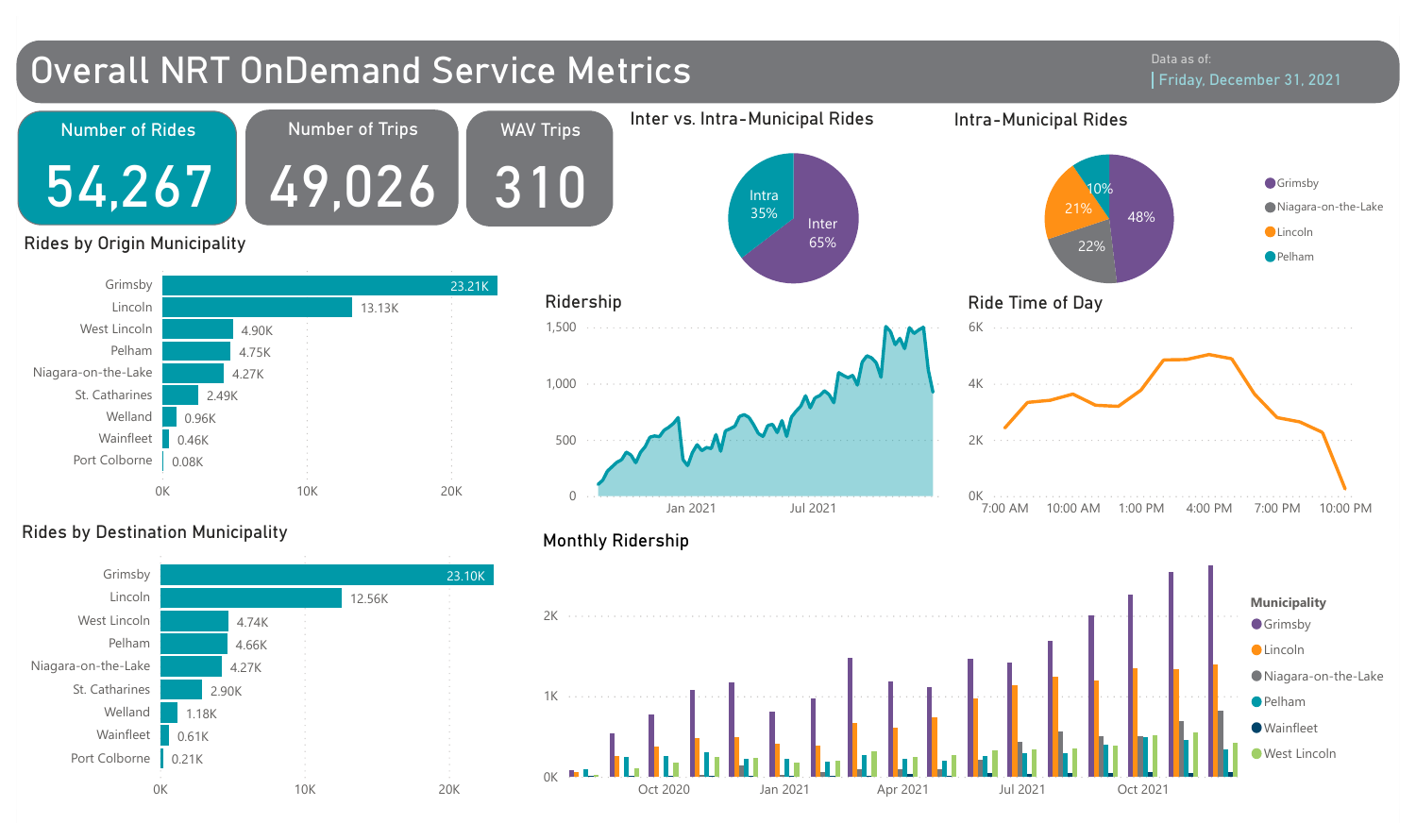# Overall NRT OnDemand Service Metrics

Data as of: Friday, December 31, 2021

| Number of Rides | Number of Trips | WAV Trips |
|---|---|---|
| 54,267 | 49,026 | 310 |

## Inter vs. Intra-Municipal Rides

| Type | Share |
|---|---|
| Inter | 65% |
| Intra | 35% |

## Intra-Municipal Rides

| Municipality | Share |
|---|---|
| Grimsby | 48% |
| Niagara-on-the-Lake | 22% |
| Lincoln | 21% |
| Pelham | 10% |

## Rides by Origin Municipality

| Municipality | Rides |
|---|---|
| Grimsby | 23.21K |
| Lincoln | 13.13K |
| West Lincoln | 4.90K |
| Pelham | 4.75K |
| Niagara-on-the-Lake | 4.27K |
| St. Catharines | 2.49K |
| Welland | 0.96K |
| Wainfleet | 0.46K |
| Port Colborne | 0.08K |

## Rides by Destination Municipality

| Municipality | Rides |
|---|---|
| Grimsby | 23.10K |
| Lincoln | 12.56K |
| West Lincoln | 4.74K |
| Pelham | 4.66K |
| Niagara-on-the-Lake | 4.27K |
| St. Catharines | 2.90K |
| Welland | 1.18K |
| Wainfleet | 0.61K |
| Port Colborne | 0.21K |

## Ridership

## Ride Time of Day

## Monthly Ridership

Municipality: Grimsby, Lincoln, Niagara-on-the-Lake, Pelham, Wainfleet, West Lincoln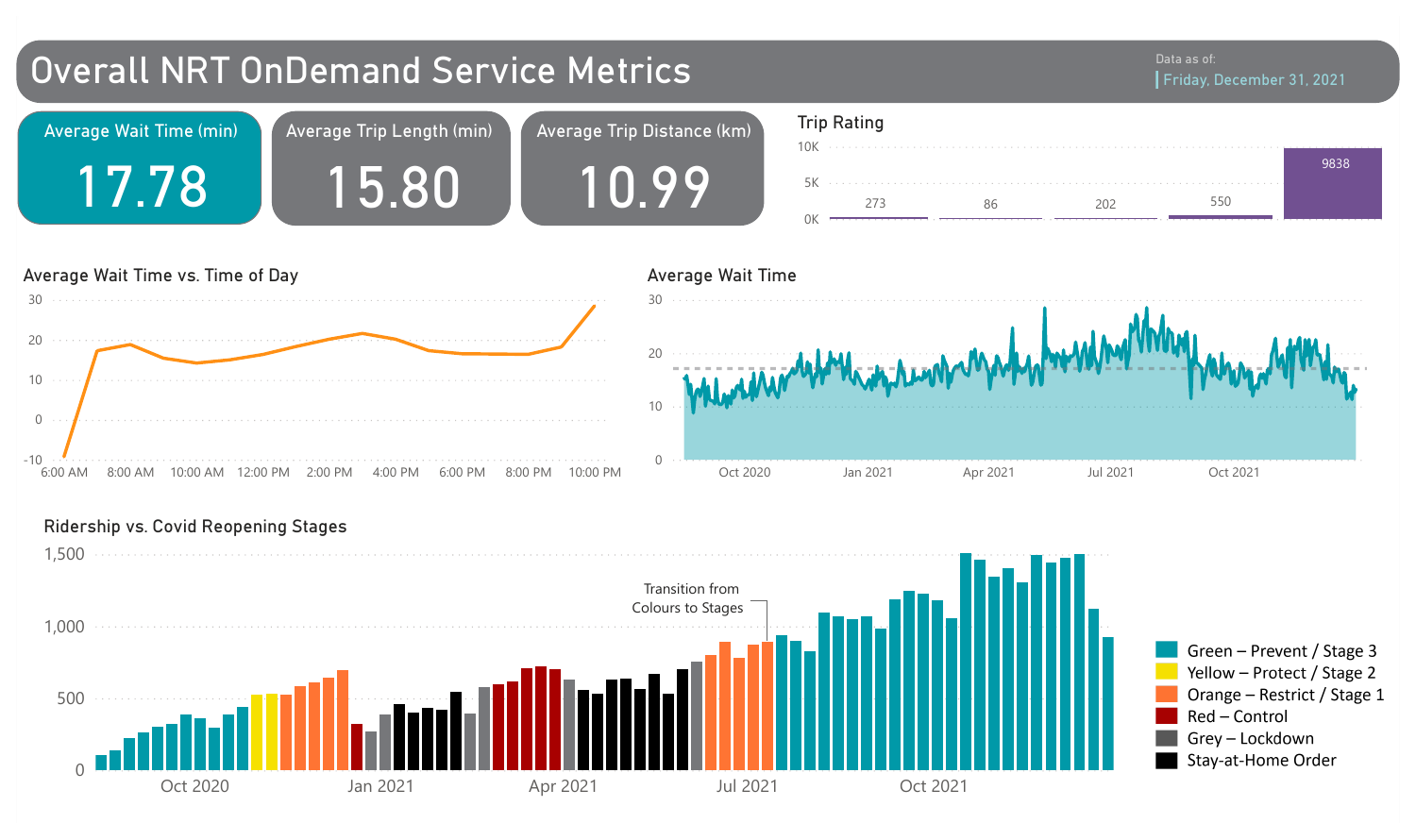# Overall NRT OnDemand Service Metrics

Data as of:
Friday, December 31, 2021

| Average Wait Time (min) | Average Trip Length (min) | Average Trip Distance (km) |
|---|---|---|
| 17.78 | 15.80 | 10.99 |

## Trip Rating

| Rating | 1 | 2 | 3 | 4 | 5 |
|---|---|---|---|---|---|
| Count | 273 | 86 | 202 | 550 | 9838 |

## Average Wait Time vs. Time of Day

Axis values: 30, 20, 10, 0, -10

6:00 AM, 8:00 AM, 10:00 AM, 12:00 PM, 2:00 PM, 4:00 PM, 6:00 PM, 8:00 PM, 10:00 PM

## Average Wait Time

Axis values: 30, 20, 10, 0

Oct 2020, Jan 2021, Apr 2021, Jul 2021, Oct 2021

## Ridership vs. Covid Reopening Stages

Axis values: 1,500, 1,000, 500, 0

Oct 2020, Jan 2021, Apr 2021, Jul 2021, Oct 2021

Transition from Colours to Stages

- Green – Prevent / Stage 3
- Yellow – Protect / Stage 2
- Orange – Restrict / Stage 1
- Red – Control
- Grey – Lockdown
- Stay-at-Home Order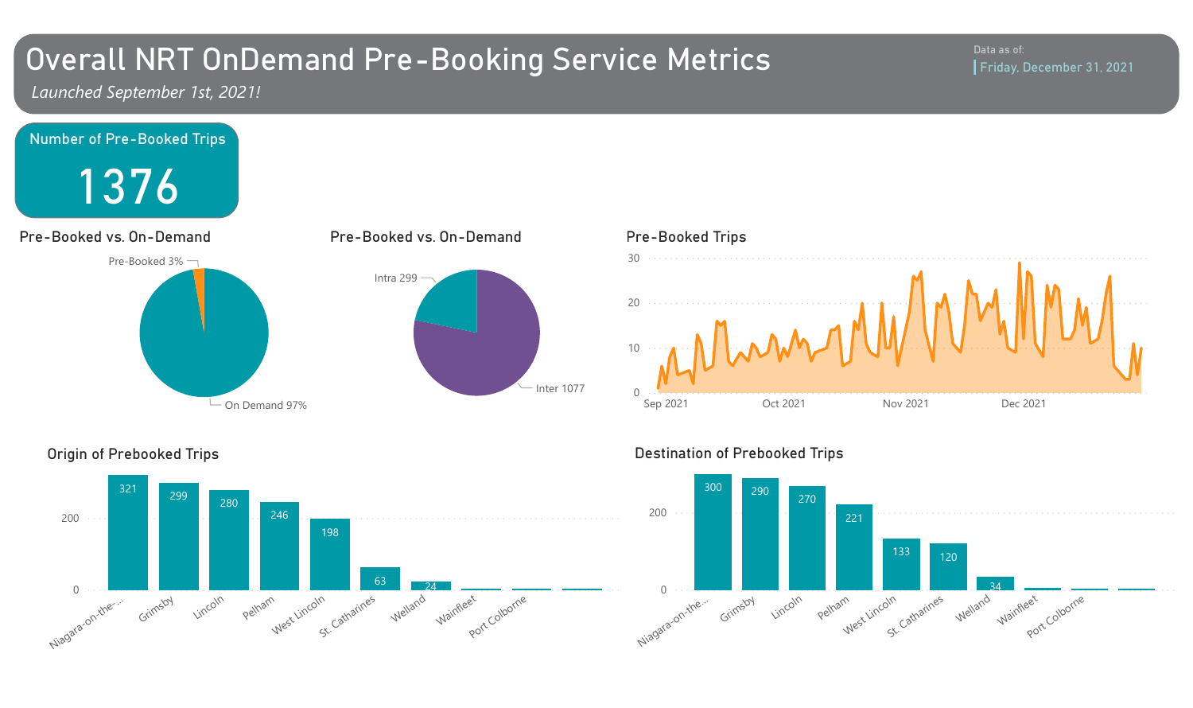# Overall NRT OnDemand Pre-Booking Service Metrics

*Launched September 1st, 2021!*

Data as of: Friday, December 31, 2021

**Number of Pre-Booked Trips**

**1376**

## Pre-Booked vs. On-Demand

| Category | Share |
| --- | --- |
| Pre-Booked | 3% |
| On Demand | 97% |

## Pre-Booked vs. On-Demand

| Category | Trips |
| --- | --- |
| Intra | 299 |
| Inter | 1077 |

## Pre-Booked Trips

(Daily pre-booked trips, Sep 2021 – Dec 2021; y-axis 0–30)

## Origin of Prebooked Trips

| Origin | Trips |
| --- | --- |
| Niagara-on-the-... | 321 |
| Grimsby | 299 |
| Lincoln | 280 |
| Pelham | 246 |
| West Lincoln | 198 |
| St. Catharines | 63 |
| Welland | 24 |
| Wainfleet | |
| Port Colborne | |
| | |

## Destination of Prebooked Trips

| Destination | Trips |
| --- | --- |
| Niagara-on-the-... | 300 |
| Grimsby | 290 |
| Lincoln | 270 |
| Pelham | 221 |
| West Lincoln | 133 |
| St. Catharines | 120 |
| Welland | 34 |
| Wainfleet | |
| Port Colborne | |
| | |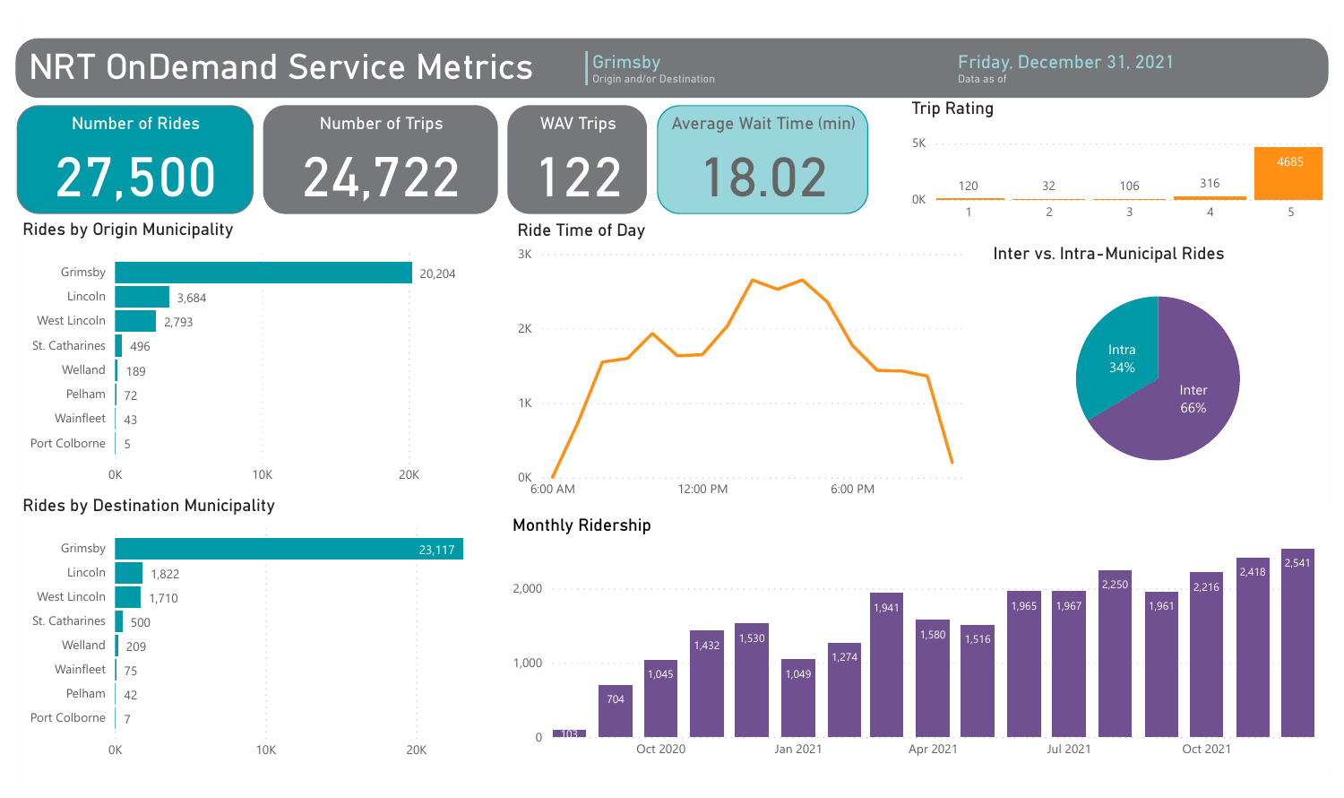# NRT OnDemand Service Metrics

**Grimsby**
Origin and/or Destination

**Friday, December 31, 2021**
Data as of

| Number of Rides | Number of Trips | WAV Trips | Average Wait Time (min) |
|---|---|---|---|
| 27,500 | 24,722 | 122 | 18.02 |

## Trip Rating

| Rating | 1 | 2 | 3 | 4 | 5 |
|---|---|---|---|---|---|
| Count | 120 | 32 | 106 | 316 | 4685 |

## Rides by Origin Municipality

| Municipality | Rides |
|---|---|
| Grimsby | 20,204 |
| Lincoln | 3,684 |
| West Lincoln | 2,793 |
| St. Catharines | 496 |
| Welland | 189 |
| Pelham | 72 |
| Wainfleet | 43 |
| Port Colborne | 5 |

## Ride Time of Day

## Inter vs. Intra-Municipal Rides

| Type | Share |
|---|---|
| Intra | 34% |
| Inter | 66% |

## Rides by Destination Municipality

| Municipality | Rides |
|---|---|
| Grimsby | 23,117 |
| Lincoln | 1,822 |
| West Lincoln | 1,710 |
| St. Catharines | 500 |
| Welland | 209 |
| Wainfleet | 75 |
| Pelham | 42 |
| Port Colborne | 7 |

## Monthly Ridership

| Month | Rides |
|---|---|
| Aug 2020 | 103 |
| Sep 2020 | 704 |
| Oct 2020 | 1,045 |
| Nov 2020 | 1,432 |
| Dec 2020 | 1,530 |
| Jan 2021 | 1,049 |
| Feb 2021 | 1,274 |
| Mar 2021 | 1,941 |
| Apr 2021 | 1,580 |
| May 2021 | 1,516 |
| Jun 2021 | 1,965 |
| Jul 2021 | 1,967 |
| Aug 2021 | 2,250 |
| Sep 2021 | 1,961 |
| Oct 2021 | 2,216 |
| Nov 2021 | 2,418 |
| Dec 2021 | 2,541 |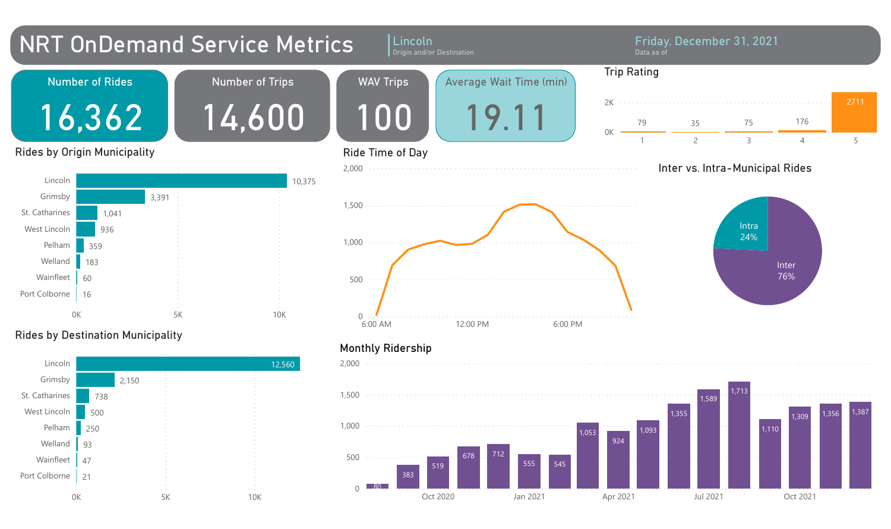# NRT OnDemand Service Metrics

**Lincoln** — Origin and/or Destination

**Friday, December 31, 2021** — Data as of

| Number of Rides | Number of Trips | WAV Trips | Average Wait Time (min) |
|---|---|---|---|
| 16,362 | 14,600 | 100 | 19.11 |

## Trip Rating

| Rating | 1 | 2 | 3 | 4 | 5 |
|---|---|---|---|---|---|
| Count | 79 | 35 | 75 | 176 | 2711 |

## Rides by Origin Municipality

| Municipality | Rides |
|---|---|
| Lincoln | 10,375 |
| Grimsby | 3,391 |
| St. Catharines | 1,041 |
| West Lincoln | 936 |
| Pelham | 359 |
| Welland | 183 |
| Wainfleet | 60 |
| Port Colborne | 16 |

## Ride Time of Day

## Inter vs. Intra-Municipal Rides

| Type | Share |
|---|---|
| Intra | 24% |
| Inter | 76% |

## Rides by Destination Municipality

| Municipality | Rides |
|---|---|
| Lincoln | 12,560 |
| Grimsby | 2,150 |
| St. Catharines | 738 |
| West Lincoln | 500 |
| Pelham | 250 |
| Welland | 93 |
| Wainfleet | 47 |
| Port Colborne | 21 |

## Monthly Ridership

| Month | Rides |
|---|---|
| Aug 2020 | 80 |
| Sep 2020 | 383 |
| Oct 2020 | 519 |
| Nov 2020 | 678 |
| Dec 2020 | 712 |
| Jan 2021 | 555 |
| Feb 2021 | 545 |
| Mar 2021 | 1,053 |
| Apr 2021 | 924 |
| May 2021 | 1,093 |
| Jun 2021 | 1,355 |
| Jul 2021 | 1,589 |
| Aug 2021 | 1,713 |
| Sep 2021 | 1,110 |
| Oct 2021 | 1,309 |
| Nov 2021 | 1,356 |
| Dec 2021 | 1,387 |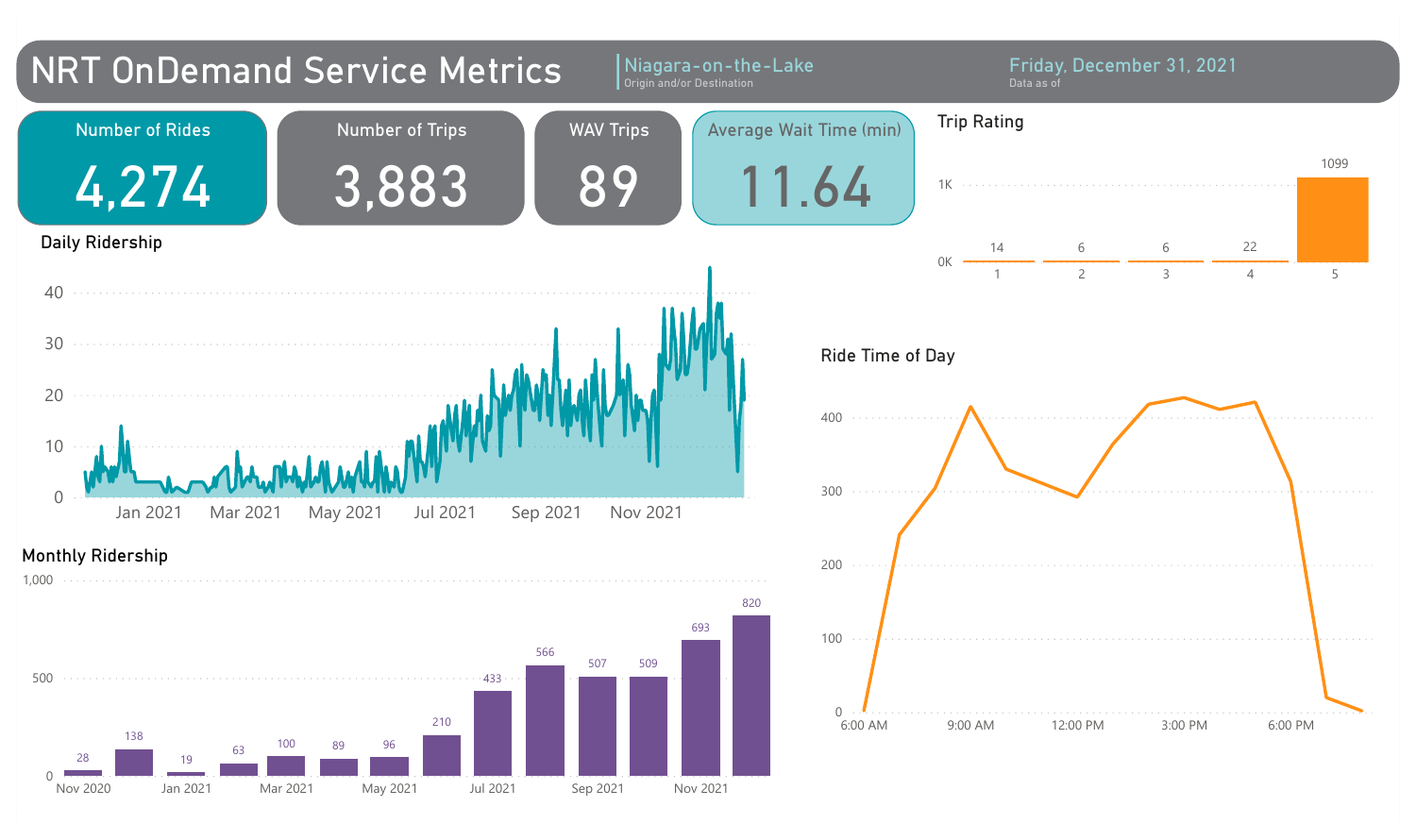# NRT OnDemand Service Metrics

Niagara-on-the-Lake
Origin and/or Destination

Friday, December 31, 2021
Data as of

| Number of Rides | Number of Trips | WAV Trips | Average Wait Time (min) |
| --- | --- | --- | --- |
| 4,274 | 3,883 | 89 | 11.64 |

## Trip Rating

| Rating | 1 | 2 | 3 | 4 | 5 |
| --- | --- | --- | --- | --- | --- |
| Count | 14 | 6 | 6 | 22 | 1099 |

## Daily Ridership

## Monthly Ridership

| Month | Nov 2020 | Dec 2020 | Jan 2021 | Feb 2021 | Mar 2021 | Apr 2021 | May 2021 | Jun 2021 | Jul 2021 | Aug 2021 | Sep 2021 | Oct 2021 | Nov 2021 | Dec 2021 |
| --- | --- | --- | --- | --- | --- | --- | --- | --- | --- | --- | --- | --- | --- | --- |
| Rides | 28 | 138 | 19 | 63 | 100 | 89 | 96 | 210 | 433 | 566 | 507 | 509 | 693 | 820 |

## Ride Time of Day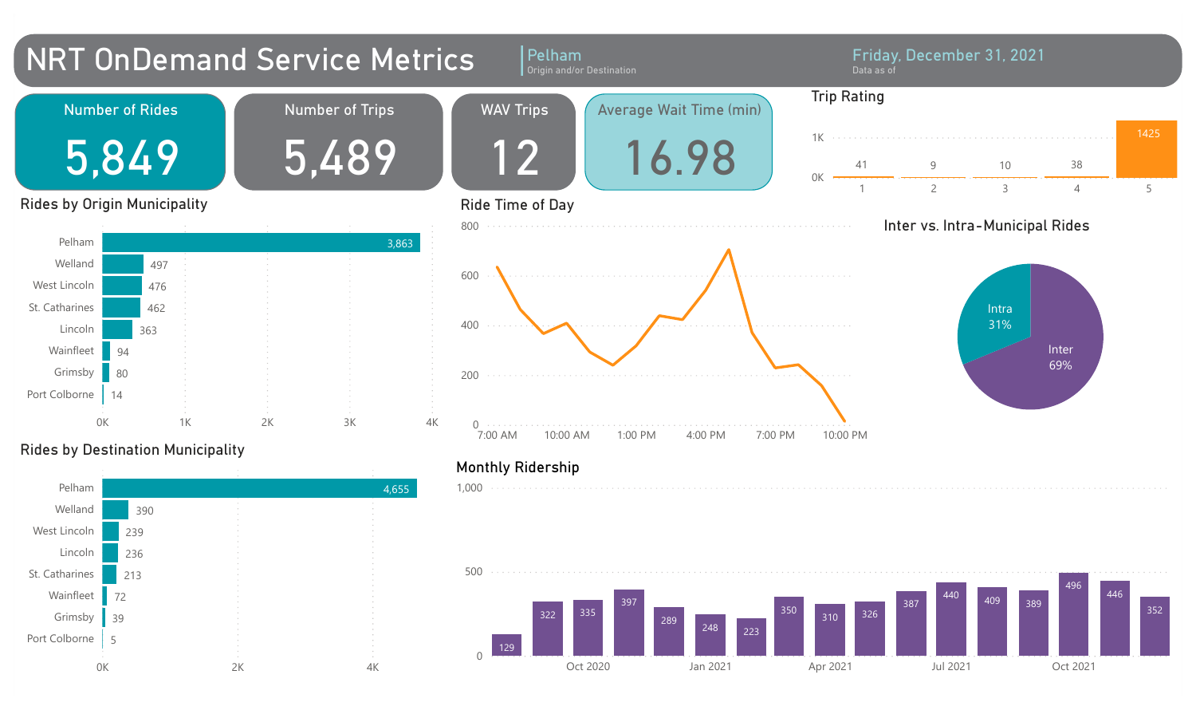# NRT OnDemand Service Metrics

**Pelham** — Origin and/or Destination

**Friday, December 31, 2021** — Data as of

| Number of Rides | Number of Trips | WAV Trips | Average Wait Time (min) |
|---|---|---|---|
| 5,849 | 5,489 | 12 | 16.98 |

## Trip Rating

| Rating | 1 | 2 | 3 | 4 | 5 |
|---|---|---|---|---|---|
| Count | 41 | 9 | 10 | 38 | 1425 |

## Rides by Origin Municipality

| Municipality | Rides |
|---|---|
| Pelham | 3,863 |
| Welland | 497 |
| West Lincoln | 476 |
| St. Catharines | 462 |
| Lincoln | 363 |
| Wainfleet | 94 |
| Grimsby | 80 |
| Port Colborne | 14 |

## Ride Time of Day

7:00 AM, 10:00 AM, 1:00 PM, 4:00 PM, 7:00 PM, 10:00 PM

## Inter vs. Intra-Municipal Rides

| Type | Share |
|---|---|
| Intra | 31% |
| Inter | 69% |

## Rides by Destination Municipality

| Municipality | Rides |
|---|---|
| Pelham | 4,655 |
| Welland | 390 |
| West Lincoln | 239 |
| Lincoln | 236 |
| St. Catharines | 213 |
| Wainfleet | 72 |
| Grimsby | 39 |
| Port Colborne | 5 |

## Monthly Ridership

| Month | Aug 2020 | Sep 2020 | Oct 2020 | Nov 2020 | Dec 2020 | Jan 2021 | Feb 2021 | Mar 2021 | Apr 2021 | May 2021 | Jun 2021 | Jul 2021 | Aug 2021 | Sep 2021 | Oct 2021 | Nov 2021 | Dec 2021 |
|---|---|---|---|---|---|---|---|---|---|---|---|---|---|---|---|---|---|
| Rides | 129 | 322 | 335 | 397 | 289 | 248 | 223 | 350 | 310 | 326 | 387 | 440 | 409 | 389 | 496 | 446 | 352 |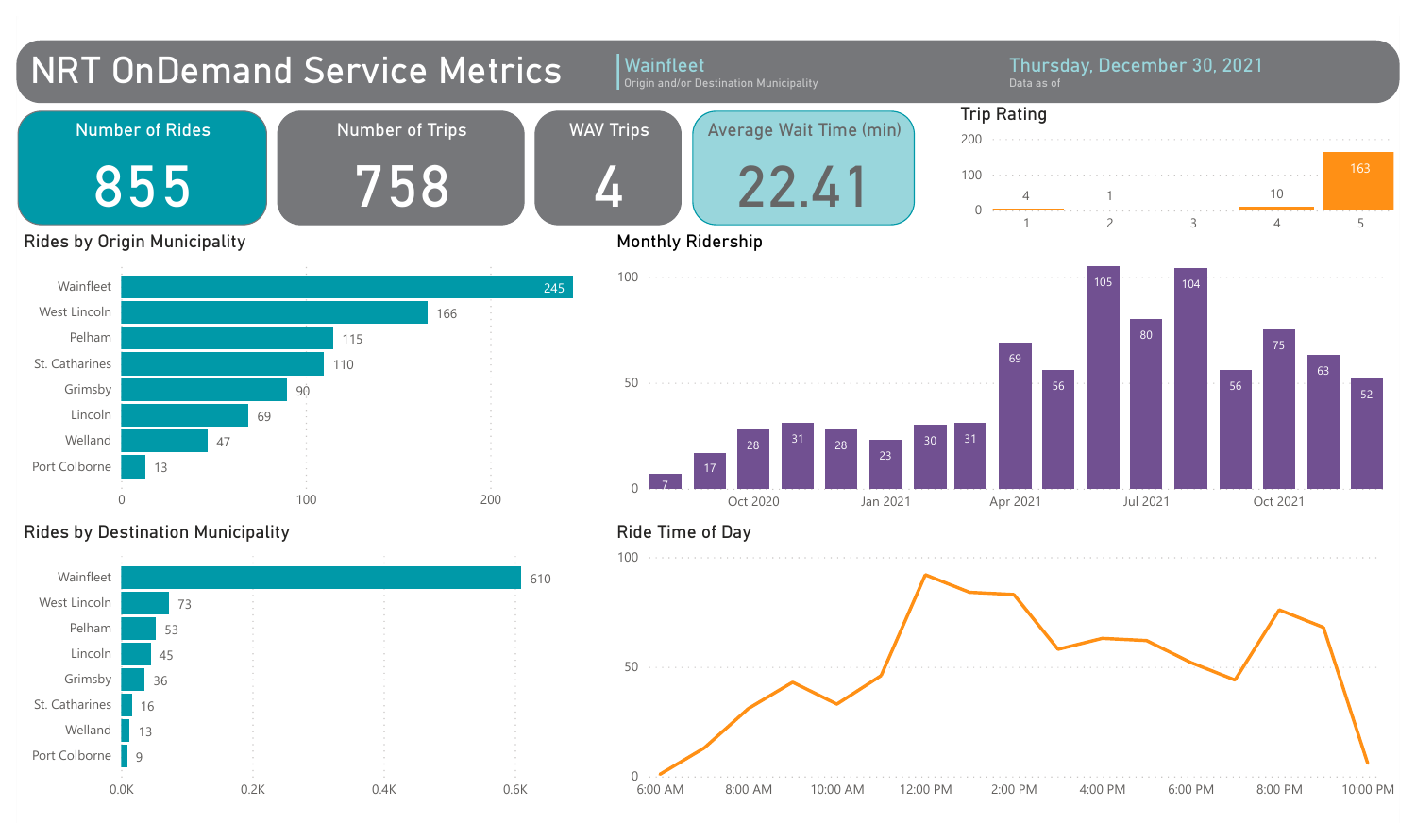# NRT OnDemand Service Metrics

**Wainfleet**
Origin and/or Destination Municipality

**Thursday, December 30, 2021**
Data as of

| Number of Rides | Number of Trips | WAV Trips | Average Wait Time (min) |
|---|---|---|---|
| 855 | 758 | 4 | 22.41 |

## Trip Rating

| Rating | 1 | 2 | 3 | 4 | 5 |
|---|---|---|---|---|---|
| Count | 4 | 1 | | 10 | 163 |

## Rides by Origin Municipality

| Municipality | Rides |
|---|---|
| Wainfleet | 245 |
| West Lincoln | 166 |
| Pelham | 115 |
| St. Catharines | 110 |
| Grimsby | 90 |
| Lincoln | 69 |
| Welland | 47 |
| Port Colborne | 13 |

## Monthly Ridership

| Month | Rides |
|---|---|
| | 7 |
| | 17 |
| Oct 2020 | 28 |
| | 31 |
| | 28 |
| Jan 2021 | 23 |
| | 30 |
| | 31 |
| Apr 2021 | 69 |
| | 56 |
| | 105 |
| Jul 2021 | 80 |
| | 104 |
| | 56 |
| Oct 2021 | 75 |
| | 63 |
| | 52 |

## Rides by Destination Municipality

| Municipality | Rides |
|---|---|
| Wainfleet | 610 |
| West Lincoln | 73 |
| Pelham | 53 |
| Lincoln | 45 |
| Grimsby | 36 |
| St. Catharines | 16 |
| Welland | 13 |
| Port Colborne | 9 |

## Ride Time of Day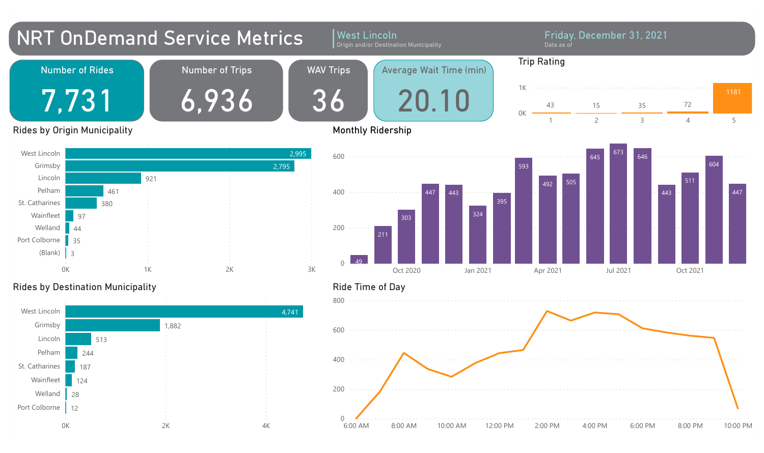# NRT OnDemand Service Metrics

West Lincoln
Origin and/or Destination Municipality

Friday, December 31, 2021
Data as of

**Number of Rides**
7,731

**Number of Trips**
6,936

**WAV Trips**
36

**Average Wait Time (min)**
20.10

## Trip Rating

1K
0K
43
15
35
72
1181
1
2
3
4
5

## Rides by Origin Municipality

West Lincoln 2,995
Grimsby 2,795
Lincoln 921
Pelham 461
St. Catharines 380
Wainfleet 97
Welland 44
Port Colborne 35
(Blank) 3

0K
1K
2K
3K

## Monthly Ridership

600
400
200
0
49
211
303
447
443
324
395
593
492
505
645
673
646
443
511
604
447
Oct 2020
Jan 2021
Apr 2021
Jul 2021
Oct 2021

## Rides by Destination Municipality

West Lincoln 4,741
Grimsby 1,882
Lincoln 513
Pelham 244
St. Catharines 187
Wainfleet 124
Welland 28
Port Colborne 12

0K
2K
4K

## Ride Time of Day

800
600
400
200
0
6:00 AM
8:00 AM
10:00 AM
12:00 PM
2:00 PM
4:00 PM
6:00 PM
8:00 PM
10:00 PM